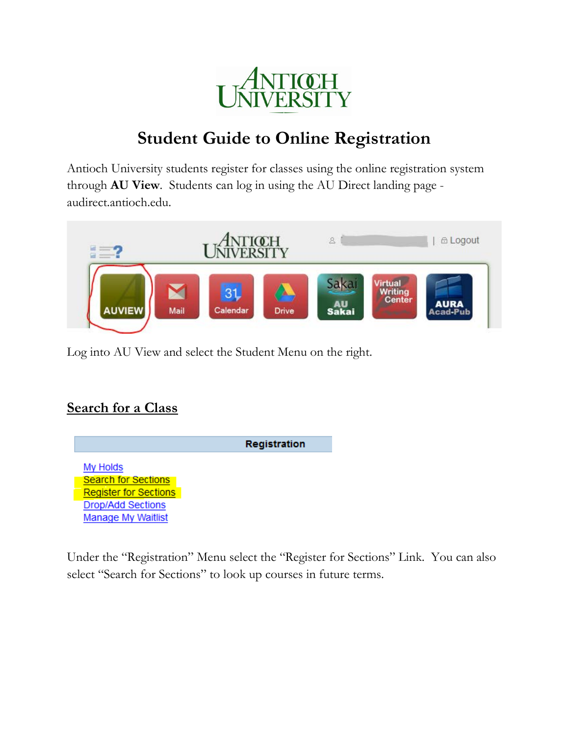# Student Guide to Online Registration

Antioch University students register for classes using the online registration system through **AU View**. Students can log in using the AU Direct landing page - audirect.antioch.edu.

Log into AU View and select the Student Menu on the right.

## Search for a Class

**Registration**

- My Holds
- Search for Sections
- Register for Sections
- Drop/Add Sections
- Manage My Waitlist

Under the "Registration" Menu select the "Register for Sections" Link. You can also select "Search for Sections" to look up courses in future terms.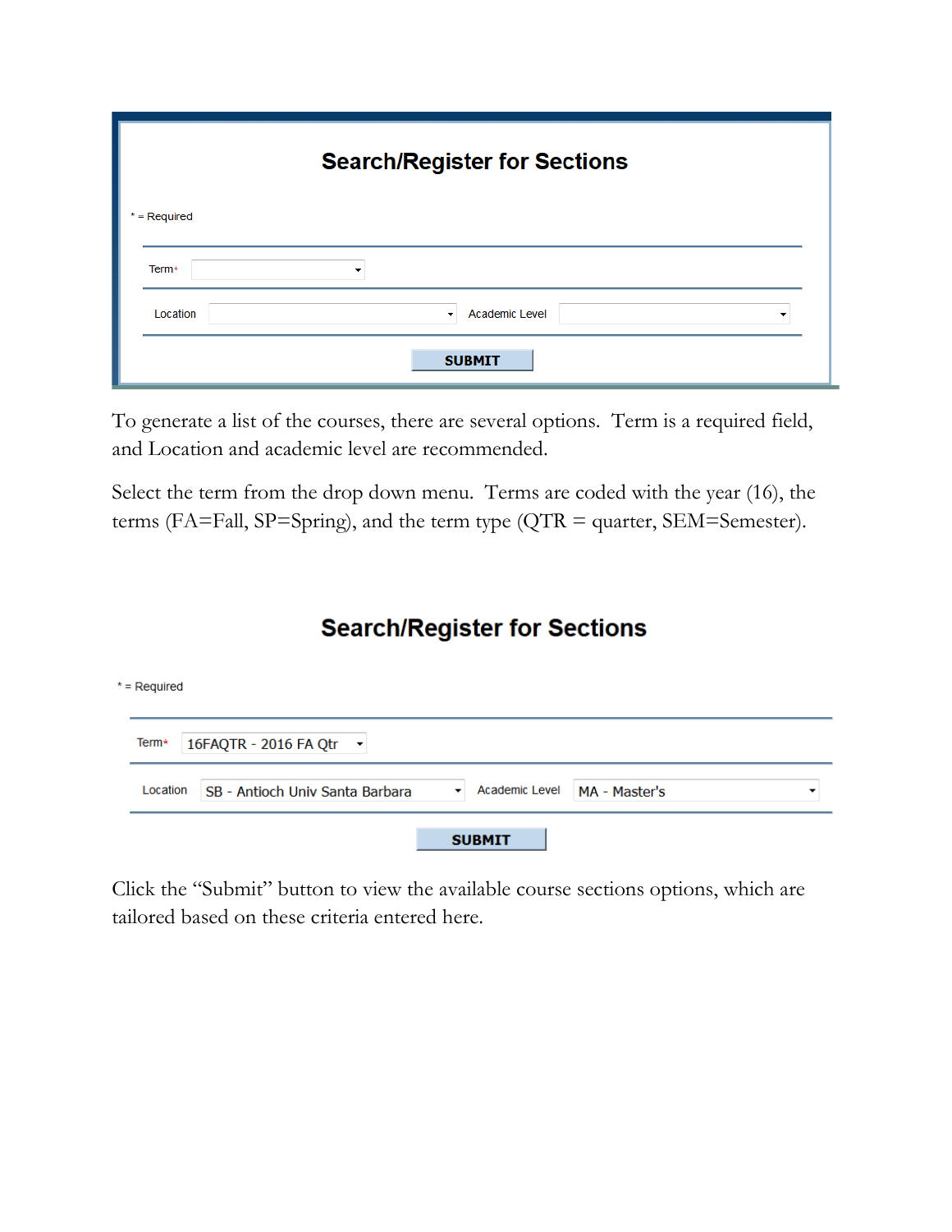## Search/Register for Sections

* = Required

Term*

Location Academic Level

SUBMIT

To generate a list of the courses, there are several options. Term is a required field, and Location and academic level are recommended.

Select the term from the drop down menu. Terms are coded with the year (16), the terms (FA=Fall, SP=Spring), and the term type (QTR = quarter, SEM=Semester).

## Search/Register for Sections

* = Required

Term* 16FAQTR - 2016 FA Qtr

Location SB - Antioch Univ Santa Barbara Academic Level MA - Master's

SUBMIT

Click the "Submit" button to view the available course sections options, which are tailored based on these criteria entered here.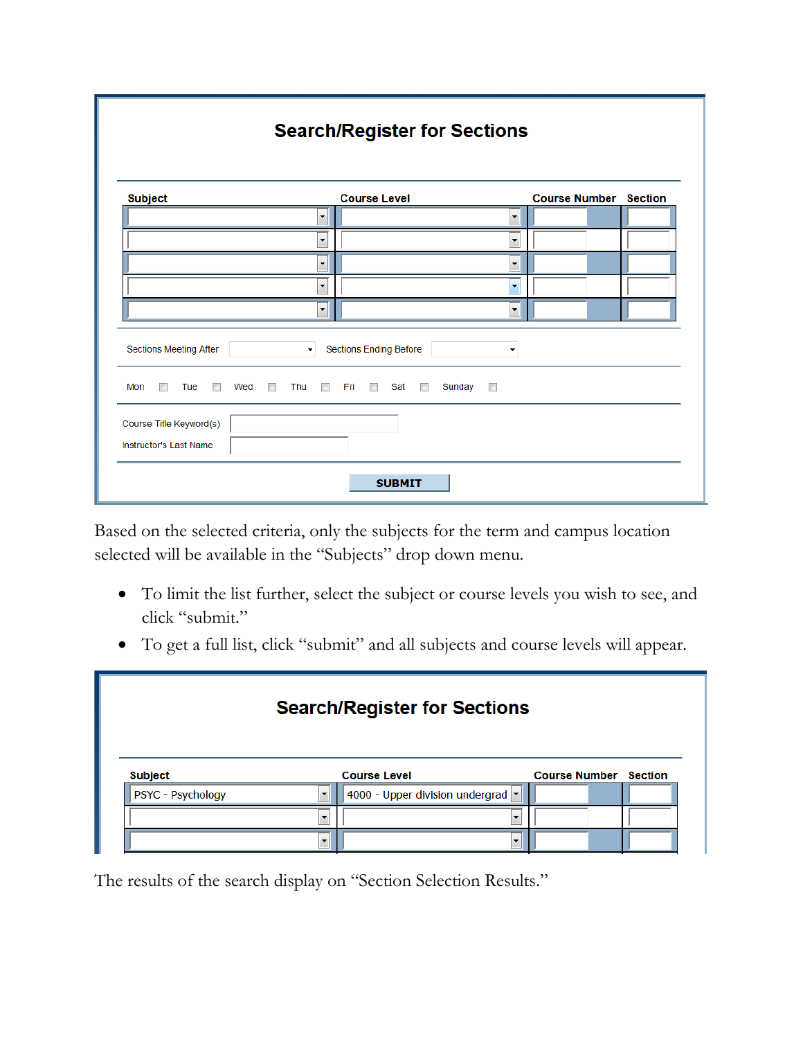## Search/Register for Sections

| Subject | Course Level | Course Number | Section |
|---|---|---|---|
| | | | |
| | | | |
| | | | |
| | | | |
| | | | |

Sections Meeting After &nbsp;&nbsp; Sections Ending Before

Mon ☐ Tue ☐ Wed ☐ Thu ☐ Fri ☐ Sat ☐ Sunday ☐

Course Title Keyword(s)

Instructor's Last Name

SUBMIT

Based on the selected criteria, only the subjects for the term and campus location selected will be available in the "Subjects" drop down menu.

- To limit the list further, select the subject or course levels you wish to see, and click "submit."
- To get a full list, click "submit" and all subjects and course levels will appear.

## Search/Register for Sections

| Subject | Course Level | Course Number | Section |
|---|---|---|---|
| PSYC - Psychology | 4000 - Upper division undergrad | | |
| | | | |
| | | | |

The results of the search display on "Section Selection Results."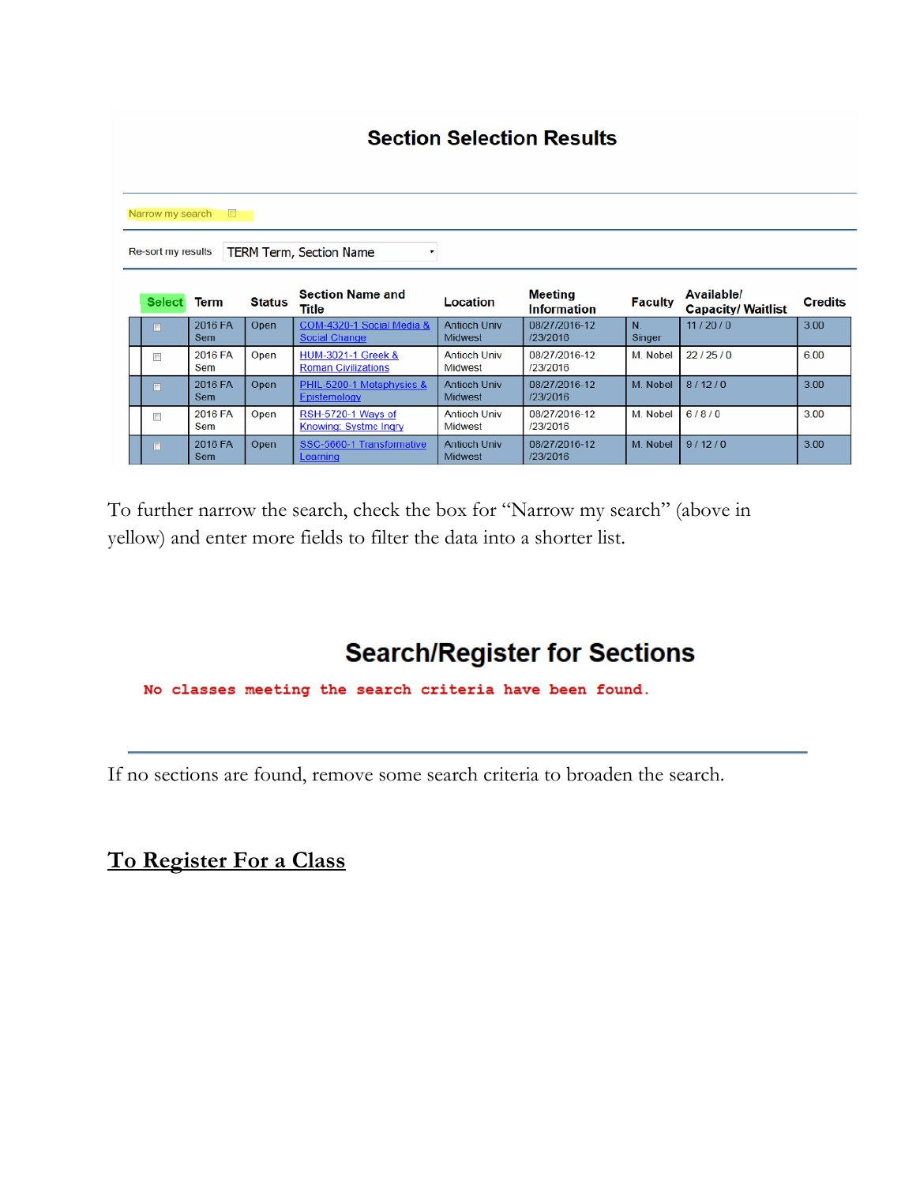## Section Selection Results

Narrow my search

Re-sort my results: TERM Term, Section Name

| Select | Term | Status | Section Name and Title | Location | Meeting Information | Faculty | Available/ Capacity/ Waitlist | Credits |
|---|---|---|---|---|---|---|---|---|
| | 2016 FA Sem | Open | COM-4320-1 Social Media & Social Change | Antioch Univ Midwest | 08/27/2016-12/23/2016 | N. Singer | 11 / 20 / 0 | 3.00 |
| | 2016 FA Sem | Open | HUM-3021-1 Greek & Roman Civilizations | Antioch Univ Midwest | 08/27/2016-12/23/2016 | M. Nobel | 22 / 25 / 0 | 6.00 |
| | 2016 FA Sem | Open | PHIL-5200-1 Metaphysics & Epistemology | Antioch Univ Midwest | 08/27/2016-12/23/2016 | M. Nobel | 8 / 12 / 0 | 3.00 |
| | 2016 FA Sem | Open | RSH-5720-1 Ways of Knowing: Systmc Inqry | Antioch Univ Midwest | 08/27/2016-12/23/2016 | M. Nobel | 6 / 8 / 0 | 3.00 |
| | 2016 FA Sem | Open | SSC-5660-1 Transformative Learning | Antioch Univ Midwest | 08/27/2016-12/23/2016 | M. Nobel | 9 / 12 / 0 | 3.00 |

To further narrow the search, check the box for "Narrow my search" (above in yellow) and enter more fields to filter the data into a shorter list.

## Search/Register for Sections

No classes meeting the search criteria have been found.

If no sections are found, remove some search criteria to broaden the search.

## To Register For a Class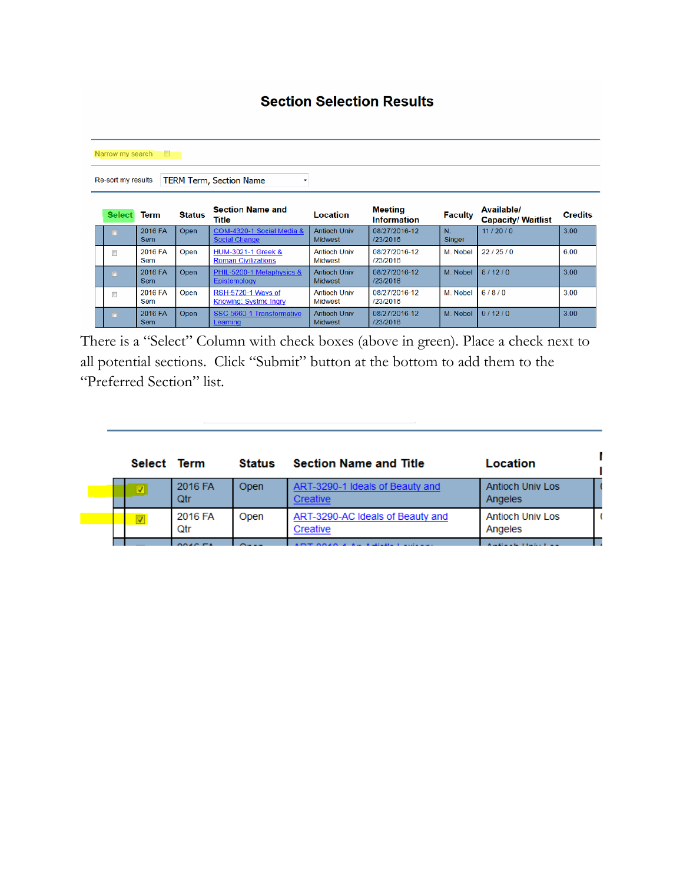## Section Selection Results

Narrow my search

Re-sort my results TERM Term, Section Name

| Select | Term | Status | Section Name and Title | Location | Meeting Information | Faculty | Available/ Capacity/ Waitlist | Credits |
|---|---|---|---|---|---|---|---|---|
| | 2016 FA Sem | Open | COM-4320-1 Social Media & Social Change | Antioch Univ Midwest | 08/27/2016-12 /23/2016 | N. Singer | 11 / 20 / 0 | 3.00 |
| | 2016 FA Sem | Open | HUM-3021-1 Greek & Roman Civilizations | Antioch Univ Midwest | 08/27/2016-12 /23/2016 | M. Nobel | 22 / 25 / 0 | 6.00 |
| | 2016 FA Sem | Open | PHIL-5200-1 Metaphysics & Epistemology | Antioch Univ Midwest | 08/27/2016-12 /23/2016 | M. Nobel | 6 / 12 / 0 | 3.00 |
| | 2016 FA Sem | Open | RSH-5720-1 Ways of Knowing: Systmc Inqry | Antioch Univ Midwest | 08/27/2016-12 /23/2016 | M. Nobel | 6 / 8 / 0 | 3.00 |
| | 2016 FA Sem | Open | SSC-5660-1 Transformative Learning | Antioch Univ Midwest | 08/27/2016-12 /23/2016 | M. Nobel | 9 / 12 / 0 | 3.00 |

There is a "Select" Column with check boxes (above in green). Place a check next to all potential sections. Click "Submit" button at the bottom to add them to the "Preferred Section" list.

| Select | Term | Status | Section Name and Title | Location |
|---|---|---|---|---|
| ☑ | 2016 FA Qtr | Open | ART-3290-1 Ideals of Beauty and Creative | Antioch Univ Los Angeles |
| ☑ | 2016 FA Qtr | Open | ART-3290-AC Ideals of Beauty and Creative | Antioch Univ Los Angeles |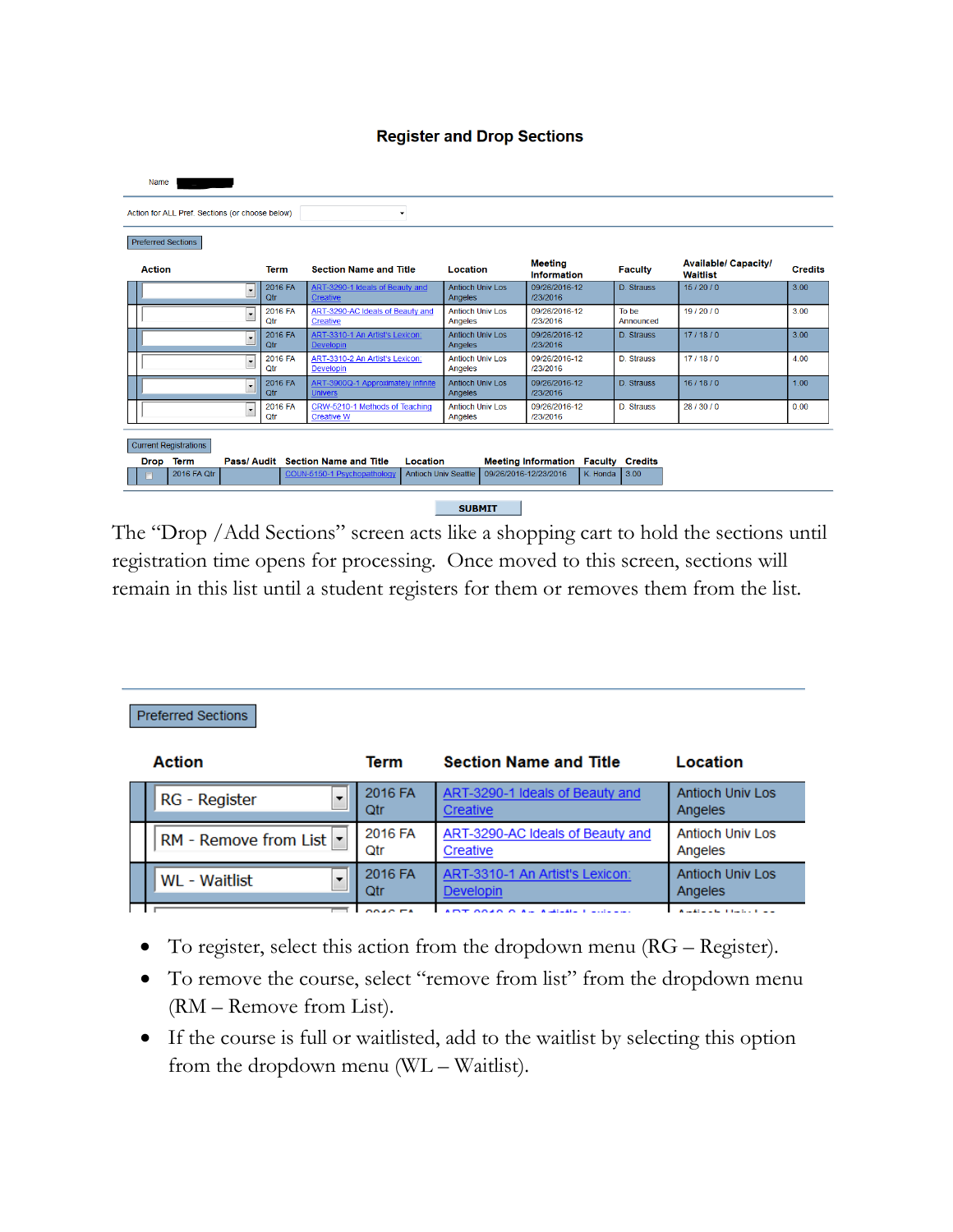## Register and Drop Sections

Name

Action for ALL Pref. Sections (or choose below)

Preferred Sections

| Action | Term | Section Name and Title | Location | Meeting Information | Faculty | Available/ Capacity/ Waitlist | Credits |
|---|---|---|---|---|---|---|---|
| | 2016 FA Qtr | ART-3290-1 Ideals of Beauty and Creative | Antioch Univ Los Angeles | 09/26/2016-12/23/2016 | D. Strauss | 15 / 20 / 0 | 3.00 |
| | 2016 FA Qtr | ART-3290-AC Ideals of Beauty and Creative | Antioch Univ Los Angeles | 09/26/2016-12/23/2016 | To be Announced | 19 / 20 / 0 | 3.00 |
| | 2016 FA Qtr | ART-3310-1 An Artist's Lexicon: Developin | Antioch Univ Los Angeles | 09/26/2016-12/23/2016 | D. Strauss | 17 / 18 / 0 | 3.00 |
| | 2016 FA Qtr | ART-3310-2 An Artist's Lexicon: Developin | Antioch Univ Los Angeles | 09/26/2016-12/23/2016 | D. Strauss | 17 / 18 / 0 | 4.00 |
| | 2016 FA Qtr | ART-3900Q-1 Approximately Infinite Univers | Antioch Univ Los Angeles | 09/26/2016-12/23/2016 | D. Strauss | 16 / 18 / 0 | 1.00 |
| | 2016 FA Qtr | CRW-5210-1 Methods of Teaching Creative W | Antioch Univ Los Angeles | 09/26/2016-12/23/2016 | D. Strauss | 28 / 30 / 0 | 0.00 |

Current Registrations

| Drop | Term | Pass/ Audit | Section Name and Title | Location | Meeting Information | Faculty | Credits |
|---|---|---|---|---|---|---|---|
| | 2016 FA Qtr | | COUN-5150-1 Psychopathology | Antioch Univ Seattle | 09/26/2016-12/23/2016 | K. Honda | 3.00 |

SUBMIT

The "Drop /Add Sections" screen acts like a shopping cart to hold the sections until registration time opens for processing. Once moved to this screen, sections will remain in this list until a student registers for them or removes them from the list.

Preferred Sections

| Action | Term | Section Name and Title | Location |
|---|---|---|---|
| RG - Register | 2016 FA Qtr | ART-3290-1 Ideals of Beauty and Creative | Antioch Univ Los Angeles |
| RM - Remove from List | 2016 FA Qtr | ART-3290-AC Ideals of Beauty and Creative | Antioch Univ Los Angeles |
| WL - Waitlist | 2016 FA Qtr | ART-3310-1 An Artist's Lexicon: Developin | Antioch Univ Los Angeles |

- To register, select this action from the dropdown menu (RG – Register).
- To remove the course, select "remove from list" from the dropdown menu (RM – Remove from List).
- If the course is full or waitlisted, add to the waitlist by selecting this option from the dropdown menu (WL – Waitlist).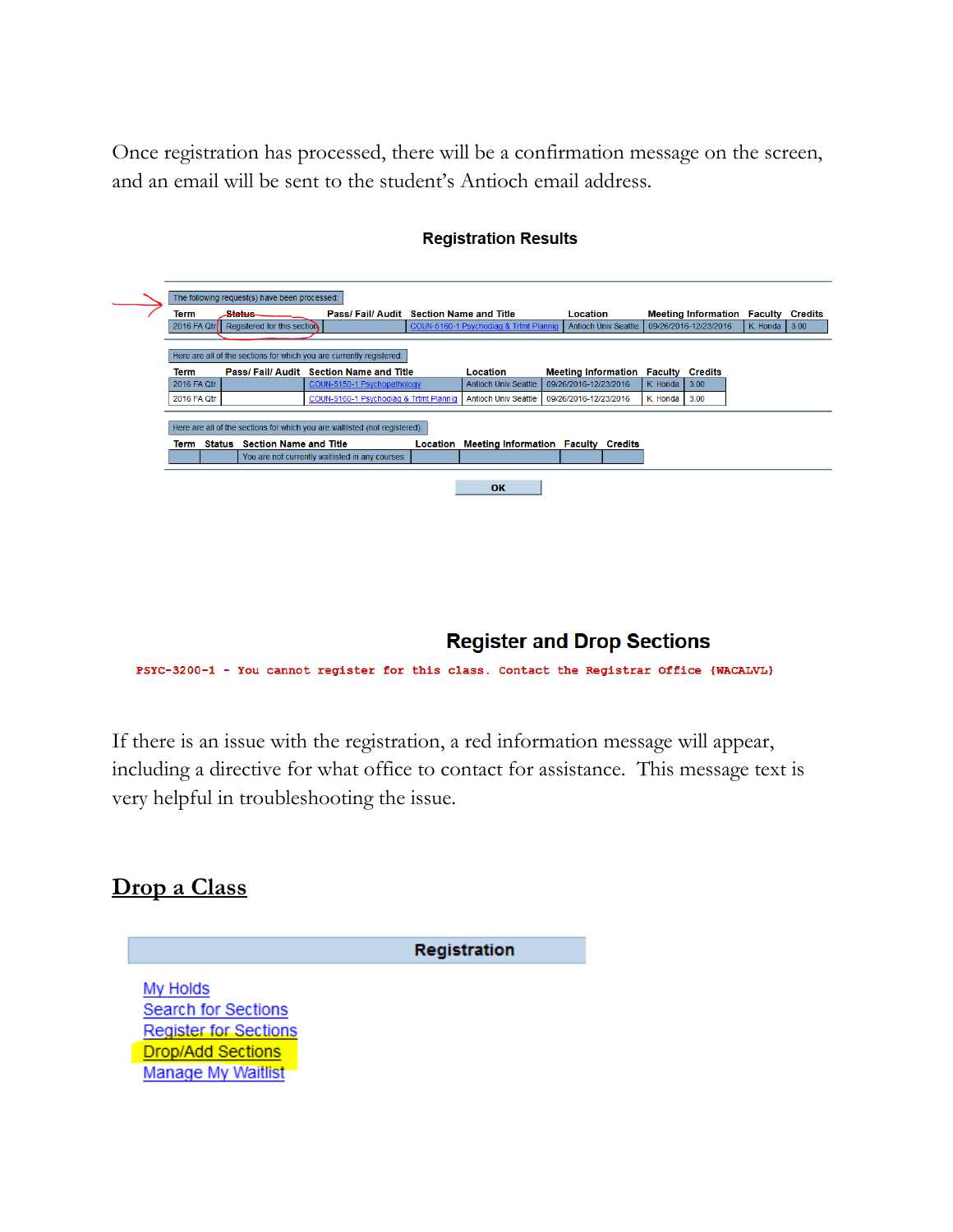Once registration has processed, there will be a confirmation message on the screen, and an email will be sent to the student's Antioch email address.

### Registration Results

The following request(s) have been processed:

| Term | Status | Pass/ Fail/ Audit | Section Name and Title | Location | Meeting Information | Faculty | Credits |
|---|---|---|---|---|---|---|---|
| 2016 FA Qtr | Registered for this section | | COUN-6160-1 Psychodiag & Trtmt Plannig | Antioch Univ Seattle | 09/26/2016-12/23/2016 | K. Honda | 3.00 |

Here are all of the sections for which you are currently registered:

| Term | Pass/ Fail/ Audit | Section Name and Title | Location | Meeting Information | Faculty | Credits |
|---|---|---|---|---|---|---|
| 2016 FA Qtr | | COUN-5150-1 Psychopathology | Antioch Univ Seattle | 09/26/2016-12/23/2016 | K. Honda | 3.00 |
| 2016 FA Qtr | | COUN-5160-1 Psychodiag & Trtmt Plannig | Antioch Univ Seattle | 09/26/2016-12/23/2016 | K. Honda | 3.00 |

Here are all of the sections for which you are waitlisted (not registered):

| Term | Status | Section Name and Title | Location | Meeting Information | Faculty | Credits |
|---|---|---|---|---|---|---|
| | | You are not currently waitlisted in any courses. | | | | |

OK

### Register and Drop Sections

PSYC-3200-1 - You cannot register for this class. Contact the Registrar Office {WACALVL}

If there is an issue with the registration, a red information message will appear, including a directive for what office to contact for assistance. This message text is very helpful in troubleshooting the issue.

## Drop a Class

**Registration**

- My Holds
- Search for Sections
- Register for Sections
- Drop/Add Sections
- Manage My Waitlist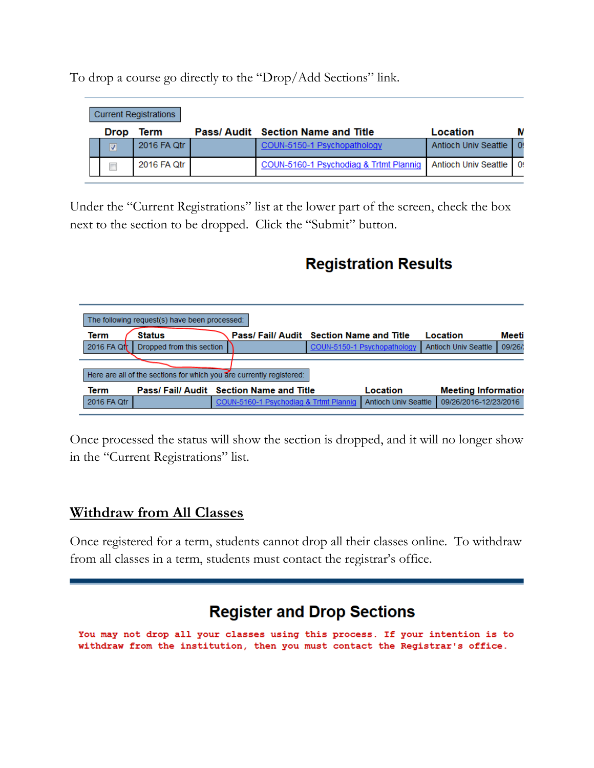To drop a course go directly to the "Drop/Add Sections" link.

Current Registrations

| Drop | Term | Pass/ Audit | Section Name and Title | Location | M |
|---|---|---|---|---|---|
| ☑ | 2016 FA Qtr | | COUN-5150-1 Psychopathology | Antioch Univ Seattle | 0 |
| ☐ | 2016 FA Qtr | | COUN-5160-1 Psychodiag & Trtmt Plannig | Antioch Univ Seattle | 0 |

Under the "Current Registrations" list at the lower part of the screen, check the box next to the section to be dropped. Click the "Submit" button.

## Registration Results

The following request(s) have been processed:

| Term | Status | Pass/ Fail/ Audit | Section Name and Title | Location | Meeti |
|---|---|---|---|---|---|
| 2016 FA Qtr | Dropped from this section | | COUN-5150-1 Psychopathology | Antioch Univ Seattle | 09/26/ |

Here are all of the sections for which you are currently registered:

| Term | Pass/ Fail/ Audit | Section Name and Title | Location | Meeting Information |
|---|---|---|---|---|
| 2016 FA Qtr | | COUN-5160-1 Psychodiag & Trtmt Plannig | Antioch Univ Seattle | 09/26/2016-12/23/2016 |

Once processed the status will show the section is dropped, and it will no longer show in the "Current Registrations" list.

## Withdraw from All Classes

Once registered for a term, students cannot drop all their classes online. To withdraw from all classes in a term, students must contact the registrar's office.

## Register and Drop Sections

You may not drop all your classes using this process. If your intention is to withdraw from the institution, then you must contact the Registrar's office.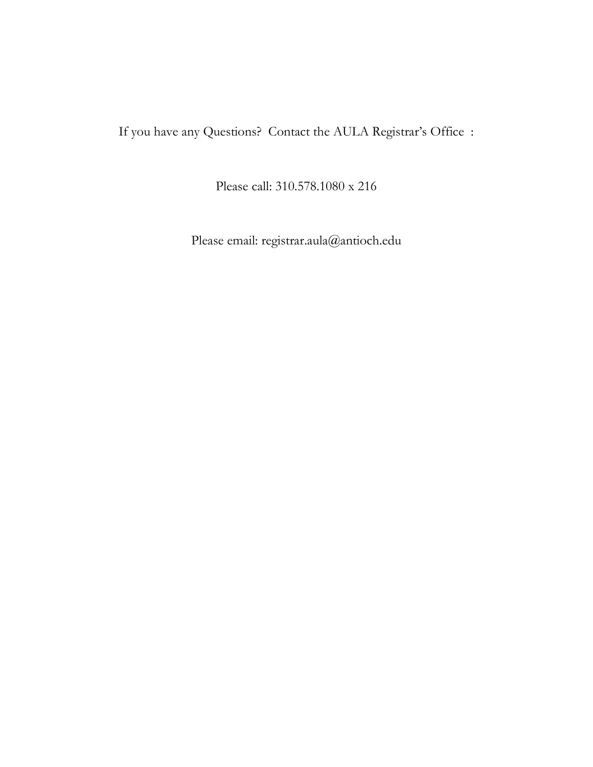If you have any Questions? Contact the AULA Registrar's Office :

Please call: 310.578.1080 x 216

Please email: registrar.aula@antioch.edu